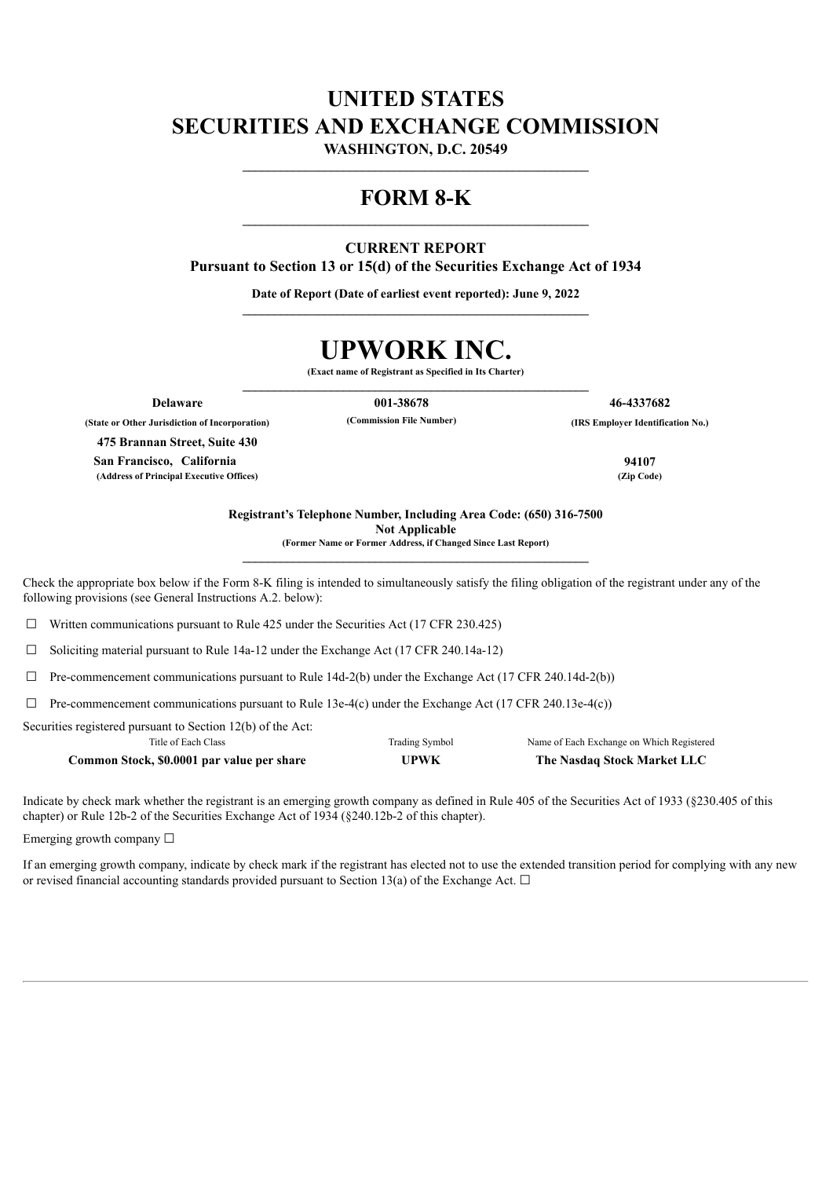# UNITED STATES
# SECURITIES AND EXCHANGE COMMISSION

**WASHINGTON, D.C. 20549**

---

# FORM 8-K

---

**CURRENT REPORT**
**Pursuant to Section 13 or 15(d) of the Securities Exchange Act of 1934**

**Date of Report (Date of earliest event reported): June 9, 2022**

---

# UPWORK INC.

**(Exact name of Registrant as Specified in Its Charter)**

---

| **Delaware** | **001-38678** | **46-4337682** |
|---|---|---|
| **(State or Other Jurisdiction of Incorporation)** | **(Commission File Number)** | **(IRS Employer Identification No.)** |

**475 Brannan Street, Suite 430**
**San Francisco, California** — **94107**
**(Address of Principal Executive Offices)** — **(Zip Code)**

**Registrant's Telephone Number, Including Area Code: (650) 316-7500**

**Not Applicable**

**(Former Name or Former Address, if Changed Since Last Report)**

---

Check the appropriate box below if the Form 8-K filing is intended to simultaneously satisfy the filing obligation of the registrant under any of the following provisions (see General Instructions A.2. below):

☐ Written communications pursuant to Rule 425 under the Securities Act (17 CFR 230.425)

☐ Soliciting material pursuant to Rule 14a-12 under the Exchange Act (17 CFR 240.14a-12)

☐ Pre-commencement communications pursuant to Rule 14d-2(b) under the Exchange Act (17 CFR 240.14d-2(b))

☐ Pre-commencement communications pursuant to Rule 13e-4(c) under the Exchange Act (17 CFR 240.13e-4(c))

Securities registered pursuant to Section 12(b) of the Act:

| Title of Each Class | Trading Symbol | Name of Each Exchange on Which Registered |
|---|---|---|
| **Common Stock, $0.0001 par value per share** | **UPWK** | **The Nasdaq Stock Market LLC** |

Indicate by check mark whether the registrant is an emerging growth company as defined in Rule 405 of the Securities Act of 1933 (§230.405 of this chapter) or Rule 12b-2 of the Securities Exchange Act of 1934 (§240.12b-2 of this chapter).

Emerging growth company ☐

If an emerging growth company, indicate by check mark if the registrant has elected not to use the extended transition period for complying with any new or revised financial accounting standards provided pursuant to Section 13(a) of the Exchange Act. ☐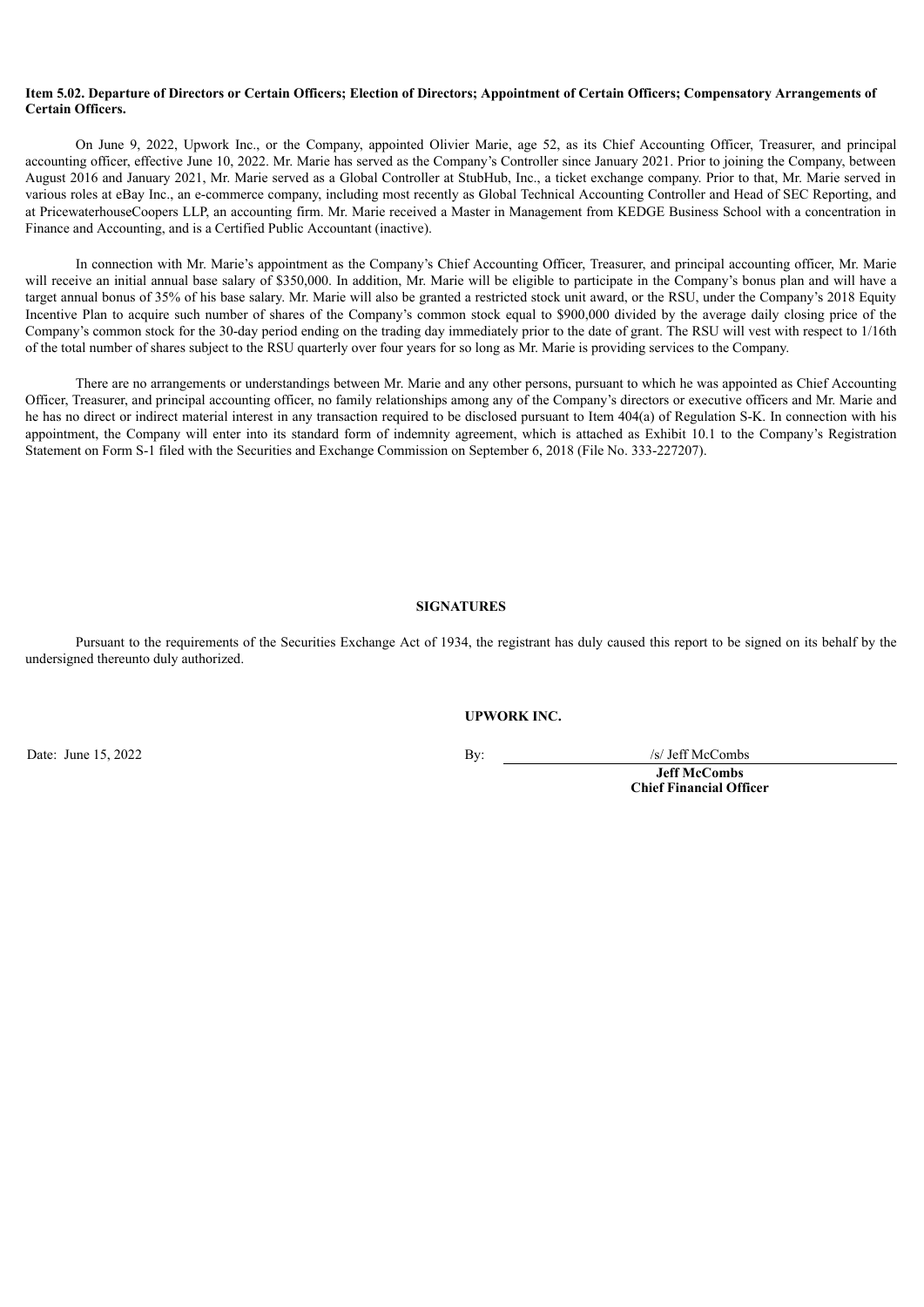**Item 5.02. Departure of Directors or Certain Officers; Election of Directors; Appointment of Certain Officers; Compensatory Arrangements of Certain Officers.**

On June 9, 2022, Upwork Inc., or the Company, appointed Olivier Marie, age 52, as its Chief Accounting Officer, Treasurer, and principal accounting officer, effective June 10, 2022. Mr. Marie has served as the Company's Controller since January 2021. Prior to joining the Company, between August 2016 and January 2021, Mr. Marie served as a Global Controller at StubHub, Inc., a ticket exchange company. Prior to that, Mr. Marie served in various roles at eBay Inc., an e-commerce company, including most recently as Global Technical Accounting Controller and Head of SEC Reporting, and at PricewaterhouseCoopers LLP, an accounting firm. Mr. Marie received a Master in Management from KEDGE Business School with a concentration in Finance and Accounting, and is a Certified Public Accountant (inactive).

In connection with Mr. Marie's appointment as the Company's Chief Accounting Officer, Treasurer, and principal accounting officer, Mr. Marie will receive an initial annual base salary of $350,000. In addition, Mr. Marie will be eligible to participate in the Company's bonus plan and will have a target annual bonus of 35% of his base salary. Mr. Marie will also be granted a restricted stock unit award, or the RSU, under the Company's 2018 Equity Incentive Plan to acquire such number of shares of the Company's common stock equal to $900,000 divided by the average daily closing price of the Company's common stock for the 30-day period ending on the trading day immediately prior to the date of grant. The RSU will vest with respect to 1/16th of the total number of shares subject to the RSU quarterly over four years for so long as Mr. Marie is providing services to the Company.

There are no arrangements or understandings between Mr. Marie and any other persons, pursuant to which he was appointed as Chief Accounting Officer, Treasurer, and principal accounting officer, no family relationships among any of the Company's directors or executive officers and Mr. Marie and he has no direct or indirect material interest in any transaction required to be disclosed pursuant to Item 404(a) of Regulation S-K. In connection with his appointment, the Company will enter into its standard form of indemnity agreement, which is attached as Exhibit 10.1 to the Company's Registration Statement on Form S-1 filed with the Securities and Exchange Commission on September 6, 2018 (File No. 333-227207).

**SIGNATURES**

Pursuant to the requirements of the Securities Exchange Act of 1934, the registrant has duly caused this report to be signed on its behalf by the undersigned thereunto duly authorized.

**UPWORK INC.**

Date: June 15, 2022

By: /s/ Jeff McCombs

**Jeff McCombs**
**Chief Financial Officer**